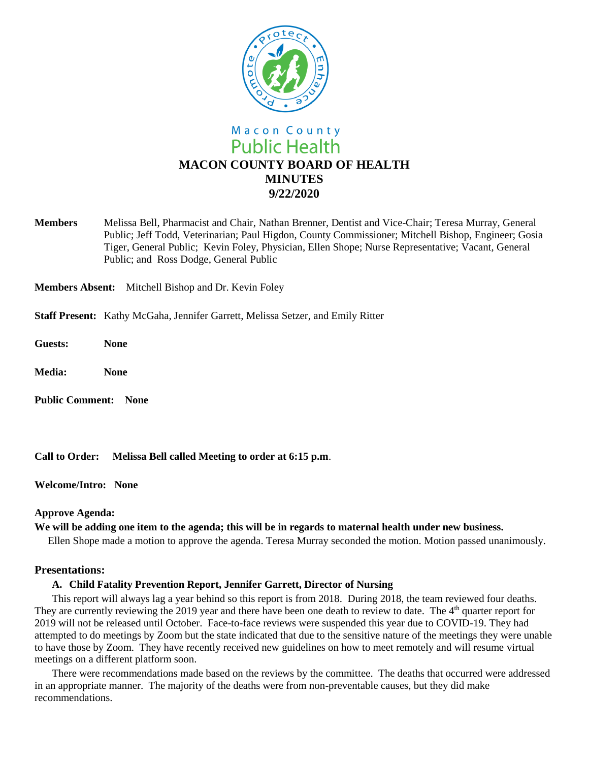Macon County
Public Health

# MACON COUNTY BOARD OF HEALTH
# MINUTES
# 9/22/2020

**Members** Melissa Bell, Pharmacist and Chair, Nathan Brenner, Dentist and Vice-Chair; Teresa Murray, General Public; Jeff Todd, Veterinarian; Paul Higdon, County Commissioner; Mitchell Bishop, Engineer; Gosia Tiger, General Public; Kevin Foley, Physician, Ellen Shope; Nurse Representative; Vacant, General Public; and Ross Dodge, General Public

**Members Absent:** Mitchell Bishop and Dr. Kevin Foley

**Staff Present:** Kathy McGaha, Jennifer Garrett, Melissa Setzer, and Emily Ritter

**Guests: None**

**Media: None**

**Public Comment: None**

**Call to Order: Melissa Bell called Meeting to order at 6:15 p.m**.

**Welcome/Intro: None**

**Approve Agenda:**

**We will be adding one item to the agenda; this will be in regards to maternal health under new business.**

Ellen Shope made a motion to approve the agenda. Teresa Murray seconded the motion. Motion passed unanimously.

## Presentations:

### A. Child Fatality Prevention Report, Jennifer Garrett, Director of Nursing

This report will always lag a year behind so this report is from 2018. During 2018, the team reviewed four deaths. They are currently reviewing the 2019 year and there have been one death to review to date. The 4th quarter report for 2019 will not be released until October. Face-to-face reviews were suspended this year due to COVID-19. They had attempted to do meetings by Zoom but the state indicated that due to the sensitive nature of the meetings they were unable to have those by Zoom. They have recently received new guidelines on how to meet remotely and will resume virtual meetings on a different platform soon.

There were recommendations made based on the reviews by the committee. The deaths that occurred were addressed in an appropriate manner. The majority of the deaths were from non-preventable causes, but they did make recommendations.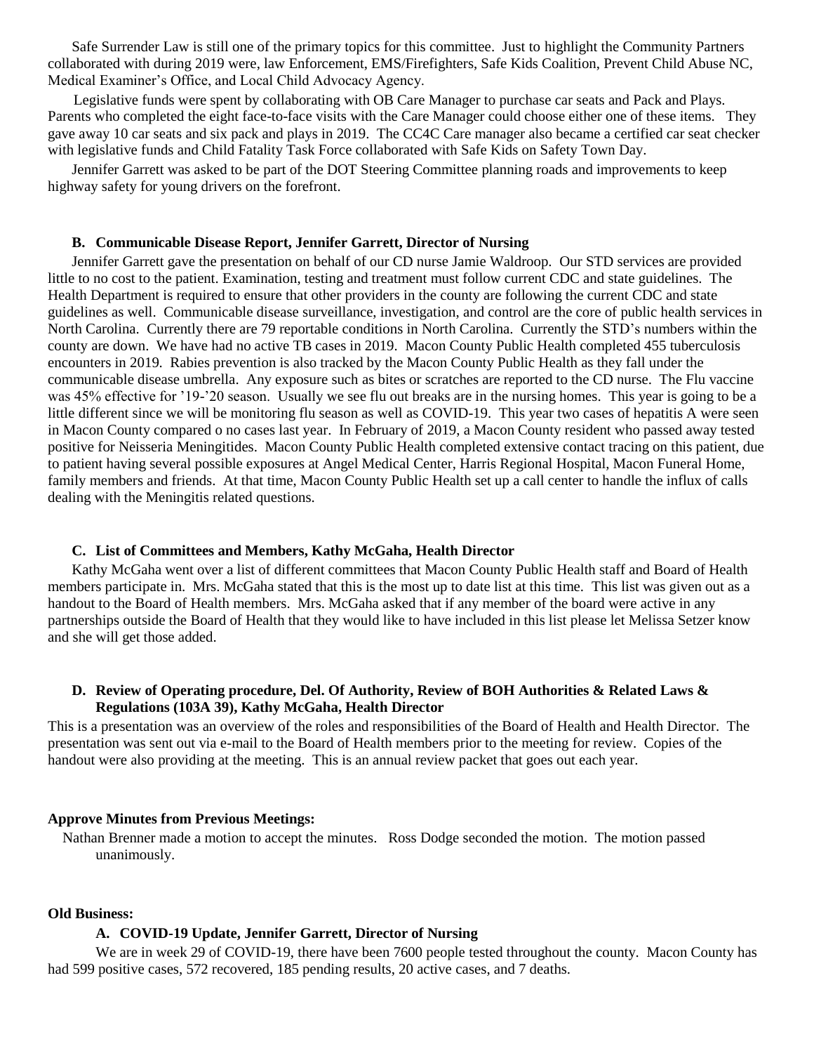Safe Surrender Law is still one of the primary topics for this committee. Just to highlight the Community Partners collaborated with during 2019 were, law Enforcement, EMS/Firefighters, Safe Kids Coalition, Prevent Child Abuse NC, Medical Examiner's Office, and Local Child Advocacy Agency.

Legislative funds were spent by collaborating with OB Care Manager to purchase car seats and Pack and Plays. Parents who completed the eight face-to-face visits with the Care Manager could choose either one of these items. They gave away 10 car seats and six pack and plays in 2019. The CC4C Care manager also became a certified car seat checker with legislative funds and Child Fatality Task Force collaborated with Safe Kids on Safety Town Day.

Jennifer Garrett was asked to be part of the DOT Steering Committee planning roads and improvements to keep highway safety for young drivers on the forefront.

### B. Communicable Disease Report, Jennifer Garrett, Director of Nursing

Jennifer Garrett gave the presentation on behalf of our CD nurse Jamie Waldroop. Our STD services are provided little to no cost to the patient. Examination, testing and treatment must follow current CDC and state guidelines. The Health Department is required to ensure that other providers in the county are following the current CDC and state guidelines as well. Communicable disease surveillance, investigation, and control are the core of public health services in North Carolina. Currently there are 79 reportable conditions in North Carolina. Currently the STD's numbers within the county are down. We have had no active TB cases in 2019. Macon County Public Health completed 455 tuberculosis encounters in 2019. Rabies prevention is also tracked by the Macon County Public Health as they fall under the communicable disease umbrella. Any exposure such as bites or scratches are reported to the CD nurse. The Flu vaccine was 45% effective for '19-'20 season. Usually we see flu out breaks are in the nursing homes. This year is going to be a little different since we will be monitoring flu season as well as COVID-19. This year two cases of hepatitis A were seen in Macon County compared o no cases last year. In February of 2019, a Macon County resident who passed away tested positive for Neisseria Meningitides. Macon County Public Health completed extensive contact tracing on this patient, due to patient having several possible exposures at Angel Medical Center, Harris Regional Hospital, Macon Funeral Home, family members and friends. At that time, Macon County Public Health set up a call center to handle the influx of calls dealing with the Meningitis related questions.

### C. List of Committees and Members, Kathy McGaha, Health Director

Kathy McGaha went over a list of different committees that Macon County Public Health staff and Board of Health members participate in. Mrs. McGaha stated that this is the most up to date list at this time. This list was given out as a handout to the Board of Health members. Mrs. McGaha asked that if any member of the board were active in any partnerships outside the Board of Health that they would like to have included in this list please let Melissa Setzer know and she will get those added.

### D. Review of Operating procedure, Del. Of Authority, Review of BOH Authorities & Related Laws & Regulations (103A 39), Kathy McGaha, Health Director

This is a presentation was an overview of the roles and responsibilities of the Board of Health and Health Director. The presentation was sent out via e-mail to the Board of Health members prior to the meeting for review. Copies of the handout were also providing at the meeting. This is an annual review packet that goes out each year.

**Approve Minutes from Previous Meetings:**

Nathan Brenner made a motion to accept the minutes. Ross Dodge seconded the motion. The motion passed unanimously.

**Old Business:**

### A. COVID-19 Update, Jennifer Garrett, Director of Nursing

We are in week 29 of COVID-19, there have been 7600 people tested throughout the county. Macon County has had 599 positive cases, 572 recovered, 185 pending results, 20 active cases, and 7 deaths.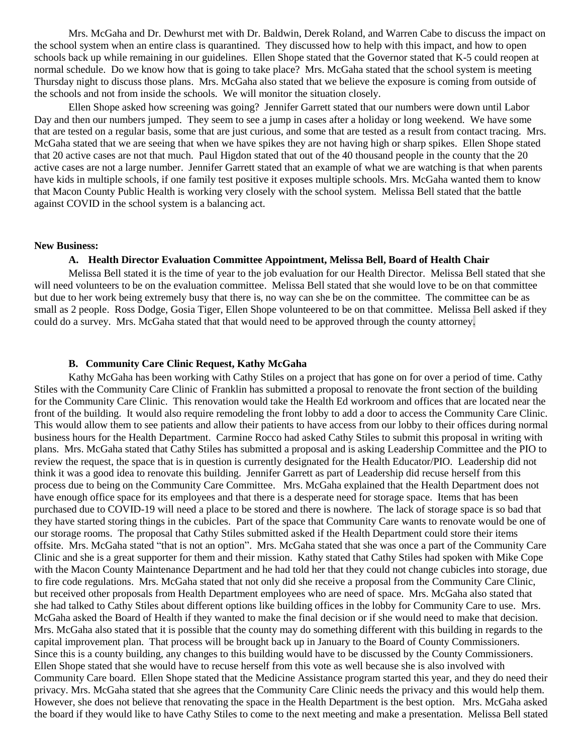Mrs. McGaha and Dr. Dewhurst met with Dr. Baldwin, Derek Roland, and Warren Cabe to discuss the impact on the school system when an entire class is quarantined. They discussed how to help with this impact, and how to open schools back up while remaining in our guidelines. Ellen Shope stated that the Governor stated that K-5 could reopen at normal schedule. Do we know how that is going to take place? Mrs. McGaha stated that the school system is meeting Thursday night to discuss those plans. Mrs. McGaha also stated that we believe the exposure is coming from outside of the schools and not from inside the schools. We will monitor the situation closely.

Ellen Shope asked how screening was going? Jennifer Garrett stated that our numbers were down until Labor Day and then our numbers jumped. They seem to see a jump in cases after a holiday or long weekend. We have some that are tested on a regular basis, some that are just curious, and some that are tested as a result from contact tracing. Mrs. McGaha stated that we are seeing that when we have spikes they are not having high or sharp spikes. Ellen Shope stated that 20 active cases are not that much. Paul Higdon stated that out of the 40 thousand people in the county that the 20 active cases are not a large number. Jennifer Garrett stated that an example of what we are watching is that when parents have kids in multiple schools, if one family test positive it exposes multiple schools. Mrs. McGaha wanted them to know that Macon County Public Health is working very closely with the school system. Melissa Bell stated that the battle against COVID in the school system is a balancing act.

**New Business:**

**A. Health Director Evaluation Committee Appointment, Melissa Bell, Board of Health Chair**

Melissa Bell stated it is the time of year to the job evaluation for our Health Director. Melissa Bell stated that she will need volunteers to be on the evaluation committee. Melissa Bell stated that she would love to be on that committee but due to her work being extremely busy that there is, no way can she be on the committee. The committee can be as small as 2 people. Ross Dodge, Gosia Tiger, Ellen Shope volunteered to be on that committee. Melissa Bell asked if they could do a survey. Mrs. McGaha stated that that would need to be approved through the county attorney.

**B. Community Care Clinic Request, Kathy McGaha**

Kathy McGaha has been working with Cathy Stiles on a project that has gone on for over a period of time. Cathy Stiles with the Community Care Clinic of Franklin has submitted a proposal to renovate the front section of the building for the Community Care Clinic. This renovation would take the Health Ed workroom and offices that are located near the front of the building. It would also require remodeling the front lobby to add a door to access the Community Care Clinic. This would allow them to see patients and allow their patients to have access from our lobby to their offices during normal business hours for the Health Department. Carmine Rocco had asked Cathy Stiles to submit this proposal in writing with plans. Mrs. McGaha stated that Cathy Stiles has submitted a proposal and is asking Leadership Committee and the PIO to review the request, the space that is in question is currently designated for the Health Educator/PIO. Leadership did not think it was a good idea to renovate this building. Jennifer Garrett as part of Leadership did recuse herself from this process due to being on the Community Care Committee. Mrs. McGaha explained that the Health Department does not have enough office space for its employees and that there is a desperate need for storage space. Items that has been purchased due to COVID-19 will need a place to be stored and there is nowhere. The lack of storage space is so bad that they have started storing things in the cubicles. Part of the space that Community Care wants to renovate would be one of our storage rooms. The proposal that Cathy Stiles submitted asked if the Health Department could store their items offsite. Mrs. McGaha stated "that is not an option". Mrs. McGaha stated that she was once a part of the Community Care Clinic and she is a great supporter for them and their mission. Kathy stated that Cathy Stiles had spoken with Mike Cope with the Macon County Maintenance Department and he had told her that they could not change cubicles into storage, due to fire code regulations. Mrs. McGaha stated that not only did she receive a proposal from the Community Care Clinic, but received other proposals from Health Department employees who are need of space. Mrs. McGaha also stated that she had talked to Cathy Stiles about different options like building offices in the lobby for Community Care to use. Mrs. McGaha asked the Board of Health if they wanted to make the final decision or if she would need to make that decision. Mrs. McGaha also stated that it is possible that the county may do something different with this building in regards to the capital improvement plan. That process will be brought back up in January to the Board of County Commissioners. Since this is a county building, any changes to this building would have to be discussed by the County Commissioners. Ellen Shope stated that she would have to recuse herself from this vote as well because she is also involved with Community Care board. Ellen Shope stated that the Medicine Assistance program started this year, and they do need their privacy. Mrs. McGaha stated that she agrees that the Community Care Clinic needs the privacy and this would help them. However, she does not believe that renovating the space in the Health Department is the best option. Mrs. McGaha asked the board if they would like to have Cathy Stiles to come to the next meeting and make a presentation. Melissa Bell stated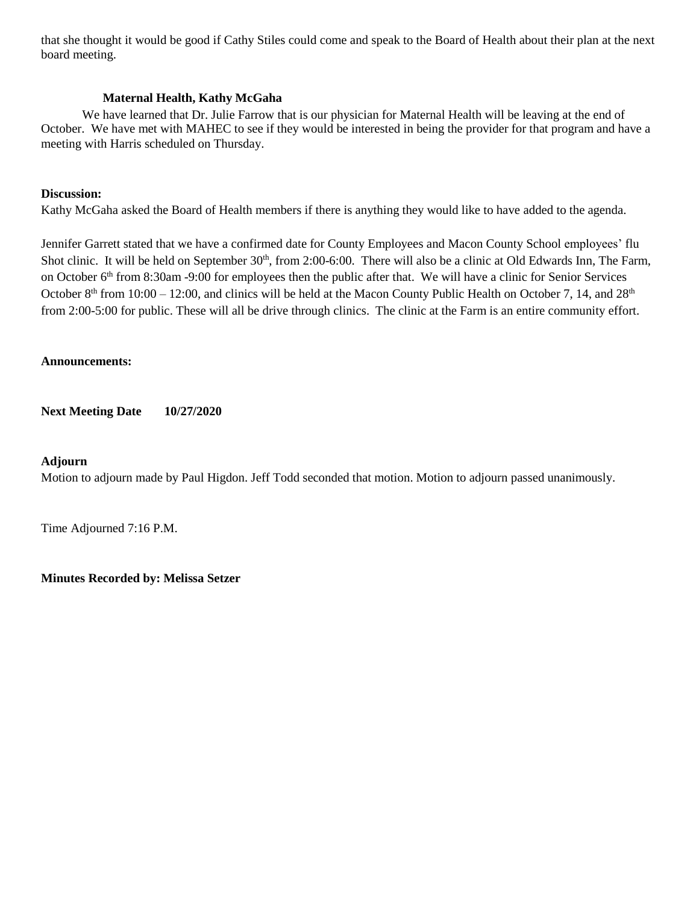that she thought it would be good if Cathy Stiles could come and speak to the Board of Health about their plan at the next board meeting.

**Maternal Health, Kathy McGaha**

We have learned that Dr. Julie Farrow that is our physician for Maternal Health will be leaving at the end of October. We have met with MAHEC to see if they would be interested in being the provider for that program and have a meeting with Harris scheduled on Thursday.

**Discussion:**

Kathy McGaha asked the Board of Health members if there is anything they would like to have added to the agenda.

Jennifer Garrett stated that we have a confirmed date for County Employees and Macon County School employees' flu Shot clinic. It will be held on September 30th, from 2:00-6:00. There will also be a clinic at Old Edwards Inn, The Farm, on October 6th from 8:30am -9:00 for employees then the public after that. We will have a clinic for Senior Services October 8th from 10:00 – 12:00, and clinics will be held at the Macon County Public Health on October 7, 14, and 28th from 2:00-5:00 for public. These will all be drive through clinics. The clinic at the Farm is an entire community effort.

**Announcements:**

**Next Meeting Date 10/27/2020**

**Adjourn**

Motion to adjourn made by Paul Higdon. Jeff Todd seconded that motion. Motion to adjourn passed unanimously.

Time Adjourned 7:16 P.M.

**Minutes Recorded by: Melissa Setzer**